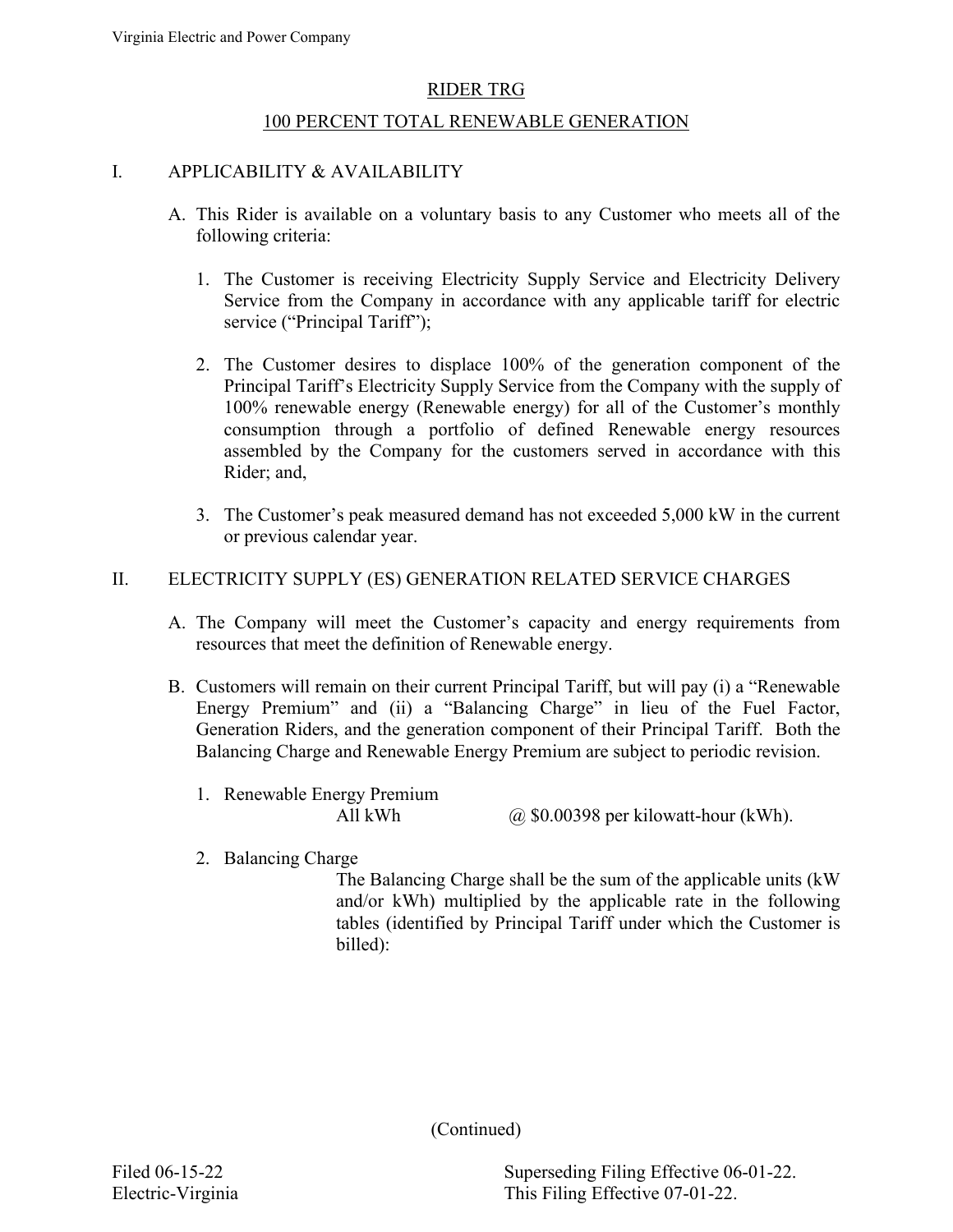# RIDER TRG

## 100 PERCENT TOTAL RENEWABLE GENERATION

I. APPLICABILITY & AVAILABILITY

A. This Rider is available on a voluntary basis to any Customer who meets all of the following criteria:

1. The Customer is receiving Electricity Supply Service and Electricity Delivery Service from the Company in accordance with any applicable tariff for electric service ("Principal Tariff");

2. The Customer desires to displace 100% of the generation component of the Principal Tariff's Electricity Supply Service from the Company with the supply of 100% renewable energy (Renewable energy) for all of the Customer's monthly consumption through a portfolio of defined Renewable energy resources assembled by the Company for the customers served in accordance with this Rider; and,

3. The Customer's peak measured demand has not exceeded 5,000 kW in the current or previous calendar year.

II. ELECTRICITY SUPPLY (ES) GENERATION RELATED SERVICE CHARGES

A. The Company will meet the Customer's capacity and energy requirements from resources that meet the definition of Renewable energy.

B. Customers will remain on their current Principal Tariff, but will pay (i) a "Renewable Energy Premium" and (ii) a "Balancing Charge" in lieu of the Fuel Factor, Generation Riders, and the generation component of their Principal Tariff. Both the Balancing Charge and Renewable Energy Premium are subject to periodic revision.

1. Renewable Energy Premium
   All kWh @ $0.00398 per kilowatt-hour (kWh).

2. Balancing Charge
   The Balancing Charge shall be the sum of the applicable units (kW and/or kWh) multiplied by the applicable rate in the following tables (identified by Principal Tariff under which the Customer is billed):

(Continued)

Filed 06-15-22
Electric-Virginia

Superseding Filing Effective 06-01-22.
This Filing Effective 07-01-22.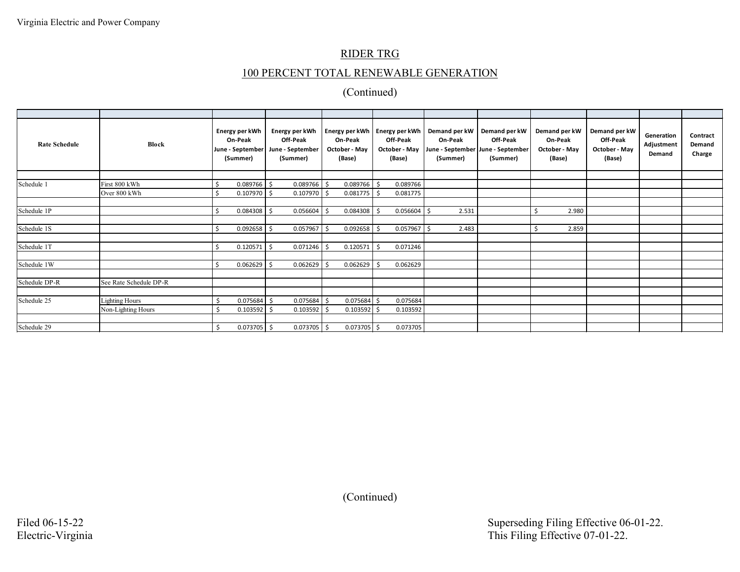# RIDER TRG

## 100 PERCENT TOTAL RENEWABLE GENERATION

(Continued)

| Rate Schedule | Block | Energy per kWh On-Peak June - September (Summer) | Energy per kWh Off-Peak June - September (Summer) | Energy per kWh On-Peak October - May (Base) | Energy per kWh Off-Peak October - May (Base) | Demand per kW On-Peak June - September (Summer) | Demand per kW Off-Peak June - September (Summer) | Demand per kW On-Peak October - May (Base) | Demand per kW Off-Peak October - May (Base) | Generation Adjustment Demand | Contract Demand Charge |
|---|---|---|---|---|---|---|---|---|---|---|---|
| Schedule 1 | First 800 kWh | $ 0.089766 | $ 0.089766 | $ 0.089766 | $ 0.089766 | | | | | | |
| | Over 800 kWh | $ 0.107970 | $ 0.107970 | $ 0.081775 | $ 0.081775 | | | | | | |
| Schedule 1P | | $ 0.084308 | $ 0.056604 | $ 0.084308 | $ 0.056604 | $ 2.531 | | $ 2.980 | | | |
| Schedule 1S | | $ 0.092658 | $ 0.057967 | $ 0.092658 | $ 0.057967 | $ 2.483 | | $ 2.859 | | | |
| Schedule 1T | | $ 0.120571 | $ 0.071246 | $ 0.120571 | $ 0.071246 | | | | | | |
| Schedule 1W | | $ 0.062629 | $ 0.062629 | $ 0.062629 | $ 0.062629 | | | | | | |
| Schedule DP-R | See Rate Schedule DP-R | | | | | | | | | | |
| Schedule 25 | Lighting Hours | $ 0.075684 | $ 0.075684 | $ 0.075684 | $ 0.075684 | | | | | | |
| | Non-Lighting Hours | $ 0.103592 | $ 0.103592 | $ 0.103592 | $ 0.103592 | | | | | | |
| Schedule 29 | | $ 0.073705 | $ 0.073705 | $ 0.073705 | $ 0.073705 | | | | | | |

(Continued)

Filed 06-15-22
Electric-Virginia

Superseding Filing Effective 06-01-22.
This Filing Effective 07-01-22.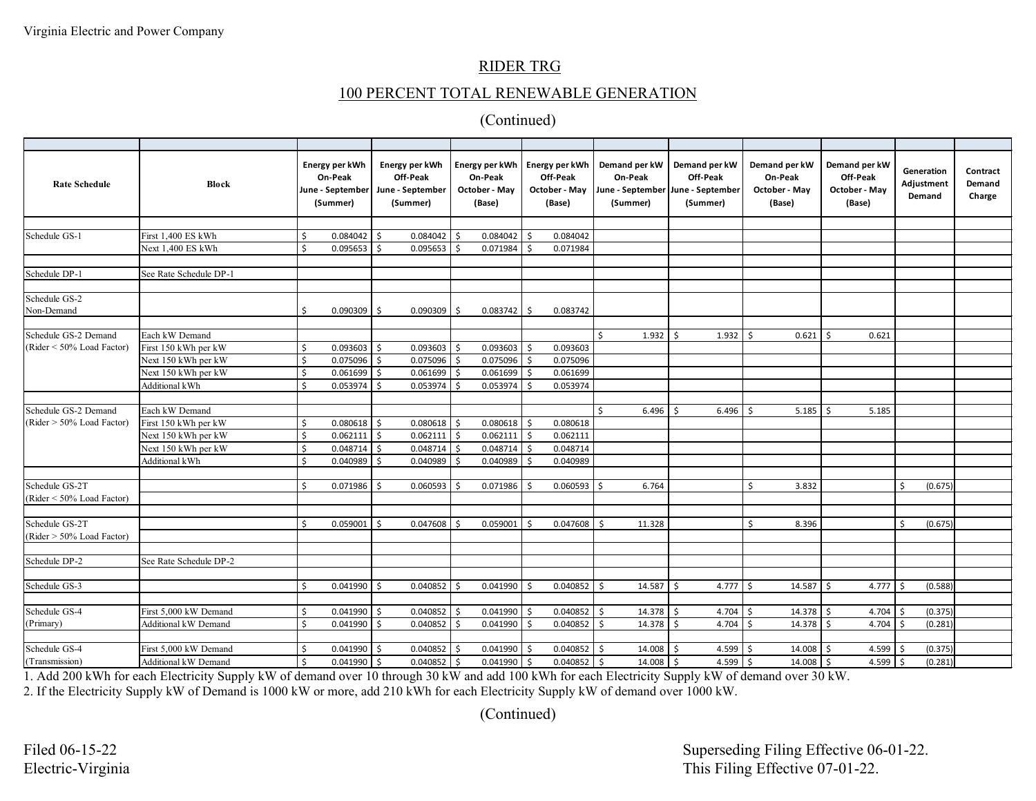Virginia Electric and Power Company

## RIDER TRG

## 100 PERCENT TOTAL RENEWABLE GENERATION

(Continued)

| Rate Schedule | Block | Energy per kWh On-Peak June - September (Summer) | Energy per kWh Off-Peak June - September (Summer) | Energy per kWh On-Peak October - May (Base) | Energy per kWh Off-Peak October - May (Base) | Demand per kW On-Peak June - September (Summer) | Demand per kW Off-Peak June - September (Summer) | Demand per kW On-Peak October - May (Base) | Demand per kW Off-Peak October - May (Base) | Generation Adjustment Demand | Contract Demand Charge |
|---|---|---|---|---|---|---|---|---|---|---|---|
| Schedule GS-1 | First 1,400 ES kWh | $ 0.084042 | $ 0.084042 | $ 0.084042 | $ 0.084042 | | | | | | |
| | Next 1,400 ES kWh | $ 0.095653 | $ 0.095653 | $ 0.071984 | $ 0.071984 | | | | | | |
| Schedule DP-1 | See Rate Schedule DP-1 | | | | | | | | | | |
| Schedule GS-2 Non-Demand | | $ 0.090309 | $ 0.090309 | $ 0.083742 | $ 0.083742 | | | | | | |
| Schedule GS-2 Demand (Rider < 50% Load Factor) | Each kW Demand | | | | | $ 1.932 | $ 1.932 | $ 0.621 | $ 0.621 | | |
| | First 150 kWh per kW | $ 0.093603 | $ 0.093603 | $ 0.093603 | $ 0.093603 | | | | | | |
| | Next 150 kWh per kW | $ 0.075096 | $ 0.075096 | $ 0.075096 | $ 0.075096 | | | | | | |
| | Next 150 kWh per kW | $ 0.061699 | $ 0.061699 | $ 0.061699 | $ 0.061699 | | | | | | |
| | Additional kWh | $ 0.053974 | $ 0.053974 | $ 0.053974 | $ 0.053974 | | | | | | |
| Schedule GS-2 Demand (Rider > 50% Load Factor) | Each kW Demand | | | | | $ 6.496 | $ 6.496 | $ 5.185 | $ 5.185 | | |
| | First 150 kWh per kW | $ 0.080618 | $ 0.080618 | $ 0.080618 | $ 0.080618 | | | | | | |
| | Next 150 kWh per kW | $ 0.062111 | $ 0.062111 | $ 0.062111 | $ 0.062111 | | | | | | |
| | Next 150 kWh per kW | $ 0.048714 | $ 0.048714 | $ 0.048714 | $ 0.048714 | | | | | | |
| | Additional kWh | $ 0.040989 | $ 0.040989 | $ 0.040989 | $ 0.040989 | | | | | | |
| Schedule GS-2T (Rider < 50% Load Factor) | | $ 0.071986 | $ 0.060593 | $ 0.071986 | $ 0.060593 | $ 6.764 | | $ 3.832 | | $ (0.675) | |
| Schedule GS-2T (Rider > 50% Load Factor) | | $ 0.059001 | $ 0.047608 | $ 0.059001 | $ 0.047608 | $ 11.328 | | $ 8.396 | | $ (0.675) | |
| Schedule DP-2 | See Rate Schedule DP-2 | | | | | | | | | | |
| Schedule GS-3 | | $ 0.041990 | $ 0.040852 | $ 0.041990 | $ 0.040852 | $ 14.587 | $ 4.777 | $ 14.587 | $ 4.777 | $ (0.588) | |
| Schedule GS-4 (Primary) | First 5,000 kW Demand | $ 0.041990 | $ 0.040852 | $ 0.041990 | $ 0.040852 | $ 14.378 | $ 4.704 | $ 14.378 | $ 4.704 | $ (0.375) | |
| | Additional kW Demand | $ 0.041990 | $ 0.040852 | $ 0.041990 | $ 0.040852 | $ 14.378 | $ 4.704 | $ 14.378 | $ 4.704 | $ (0.281) | |
| Schedule GS-4 (Transmission) | First 5,000 kW Demand | $ 0.041990 | $ 0.040852 | $ 0.041990 | $ 0.040852 | $ 14.008 | $ 4.599 | $ 14.008 | $ 4.599 | $ (0.375) | |
| | Additional kW Demand | $ 0.041990 | $ 0.040852 | $ 0.041990 | $ 0.040852 | $ 14.008 | $ 4.599 | $ 14.008 | $ 4.599 | $ (0.281) | |

1. Add 200 kWh for each Electricity Supply kW of demand over 10 through 30 kW and add 100 kWh for each Electricity Supply kW of demand over 30 kW.
2. If the Electricity Supply kW of Demand is 1000 kW or more, add 210 kWh for each Electricity Supply kW of demand over 1000 kW.

(Continued)

Filed 06-15-22
Electric-Virginia

Superseding Filing Effective 06-01-22.
This Filing Effective 07-01-22.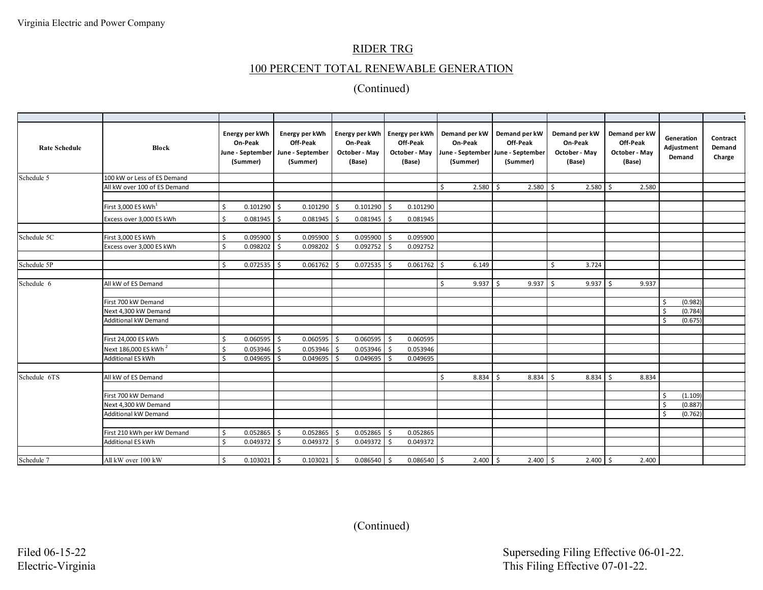Virginia Electric and Power Company

# RIDER TRG

## 100 PERCENT TOTAL RENEWABLE GENERATION

(Continued)

| Rate Schedule | Block | Energy per kWh On-Peak June - September (Summer) | Energy per kWh Off-Peak June - September (Summer) | Energy per kWh On-Peak October - May (Base) | Energy per kWh Off-Peak October - May (Base) | Demand per kW On-Peak June - September (Summer) | Demand per kW Off-Peak June - September (Summer) | Demand per kW On-Peak October - May (Base) | Demand per kW Off-Peak October - May (Base) | Generation Adjustment Demand | Contract Demand Charge |
|---|---|---|---|---|---|---|---|---|---|---|---|
| Schedule 5 | 100 kW or Less of ES Demand | | | | | | | | | | |
| | All kW over 100 of ES Demand | | | | | $ 2.580 | $ 2.580 | $ 2.580 | $ 2.580 | | |
| | First 3,000 ES kWh[1] | $ 0.101290 | $ 0.101290 | $ 0.101290 | $ 0.101290 | | | | | | |
| | Excess over 3,000 ES kWh | $ 0.081945 | $ 0.081945 | $ 0.081945 | $ 0.081945 | | | | | | |
| Schedule 5C | First 3,000 ES kWh | $ 0.095900 | $ 0.095900 | $ 0.095900 | $ 0.095900 | | | | | | |
| | Excess over 3,000 ES kWh | $ 0.098202 | $ 0.098202 | $ 0.092752 | $ 0.092752 | | | | | | |
| Schedule 5P | | $ 0.072535 | $ 0.061762 | $ 0.072535 | $ 0.061762 | $ 6.149 | | $ 3.724 | | | |
| Schedule 6 | All kW of ES Demand | | | | | $ 9.937 | $ 9.937 | $ 9.937 | $ 9.937 | | |
| | First 700 kW Demand | | | | | | | | | $ (0.982) | |
| | Next 4,300 kW Demand | | | | | | | | | $ (0.784) | |
| | Additional kW Demand | | | | | | | | | $ (0.675) | |
| | First 24,000 ES kWh | $ 0.060595 | $ 0.060595 | $ 0.060595 | $ 0.060595 | | | | | | |
| | Next 186,000 ES kWh[2] | $ 0.053946 | $ 0.053946 | $ 0.053946 | $ 0.053946 | | | | | | |
| | Additional ES kWh | $ 0.049695 | $ 0.049695 | $ 0.049695 | $ 0.049695 | | | | | | |
| Schedule 6TS | All kW of ES Demand | | | | | $ 8.834 | $ 8.834 | $ 8.834 | $ 8.834 | | |
| | First 700 kW Demand | | | | | | | | | $ (1.109) | |
| | Next 4,300 kW Demand | | | | | | | | | $ (0.887) | |
| | Additional kW Demand | | | | | | | | | $ (0.762) | |
| | First 210 kWh per kW Demand | $ 0.052865 | $ 0.052865 | $ 0.052865 | $ 0.052865 | | | | | | |
| | Additional ES kWh | $ 0.049372 | $ 0.049372 | $ 0.049372 | $ 0.049372 | | | | | | |
| Schedule 7 | All kW over 100 kW | $ 0.103021 | $ 0.103021 | $ 0.086540 | $ 0.086540 | $ 2.400 | $ 2.400 | $ 2.400 | $ 2.400 | | |

(Continued)

Filed 06-15-22
Electric-Virginia

Superseding Filing Effective 06-01-22.
This Filing Effective 07-01-22.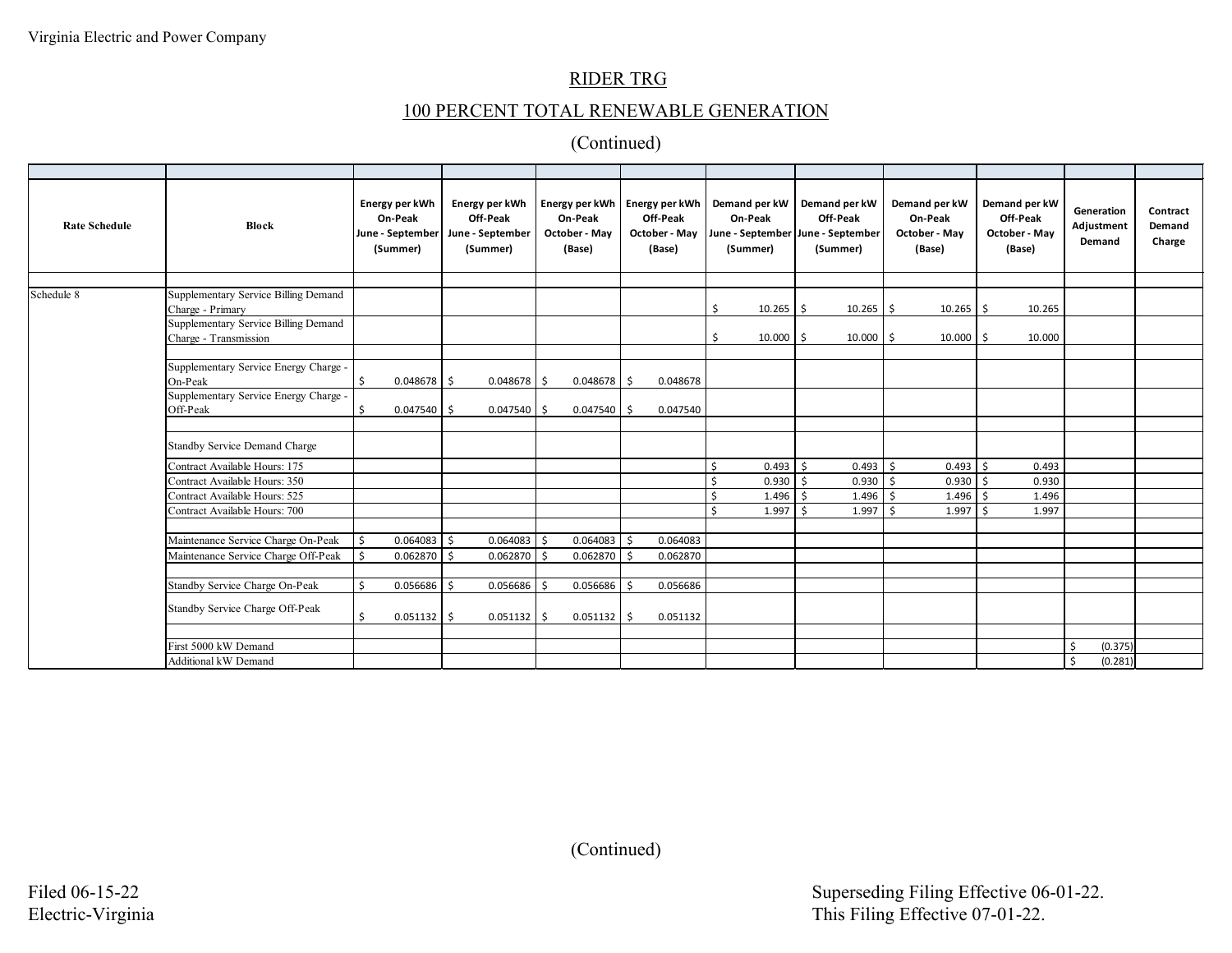Virginia Electric and Power Company

## RIDER TRG

## 100 PERCENT TOTAL RENEWABLE GENERATION

(Continued)

| Rate Schedule | Block | Energy per kWh On-Peak June - September (Summer) | Energy per kWh Off-Peak June - September (Summer) | Energy per kWh On-Peak October - May (Base) | Energy per kWh Off-Peak October - May (Base) | Demand per kW On-Peak June - September (Summer) | Demand per kW Off-Peak June - September (Summer) | Demand per kW On-Peak October - May (Base) | Demand per kW Off-Peak October - May (Base) | Generation Adjustment Demand | Contract Demand Charge |
|---|---|---|---|---|---|---|---|---|---|---|---|
| Schedule 8 | Supplementary Service Billing Demand Charge - Primary | | | | | $ 10.265 | $ 10.265 | $ 10.265 | $ 10.265 | | |
| | Supplementary Service Billing Demand Charge - Transmission | | | | | $ 10.000 | $ 10.000 | $ 10.000 | $ 10.000 | | |
| | Supplementary Service Energy Charge - On-Peak | $ 0.048678 | $ 0.048678 | $ 0.048678 | $ 0.048678 | | | | | | |
| | Supplementary Service Energy Charge - Off-Peak | $ 0.047540 | $ 0.047540 | $ 0.047540 | $ 0.047540 | | | | | | |
| | Standby Service Demand Charge | | | | | | | | | | |
| | Contract Available Hours: 175 | | | | | $ 0.493 | $ 0.493 | $ 0.493 | $ 0.493 | | |
| | Contract Available Hours: 350 | | | | | $ 0.930 | $ 0.930 | $ 0.930 | $ 0.930 | | |
| | Contract Available Hours: 525 | | | | | $ 1.496 | $ 1.496 | $ 1.496 | $ 1.496 | | |
| | Contract Available Hours: 700 | | | | | $ 1.997 | $ 1.997 | $ 1.997 | $ 1.997 | | |
| | Maintenance Service Charge On-Peak | $ 0.064083 | $ 0.064083 | $ 0.064083 | $ 0.064083 | | | | | | |
| | Maintenance Service Charge Off-Peak | $ 0.062870 | $ 0.062870 | $ 0.062870 | $ 0.062870 | | | | | | |
| | Standby Service Charge On-Peak | $ 0.056686 | $ 0.056686 | $ 0.056686 | $ 0.056686 | | | | | | |
| | Standby Service Charge Off-Peak | $ 0.051132 | $ 0.051132 | $ 0.051132 | $ 0.051132 | | | | | | |
| | First 5000 kW Demand | | | | | | | | | $ (0.375) | |
| | Additional kW Demand | | | | | | | | | $ (0.281) | |

(Continued)

Filed 06-15-22
Electric-Virginia

Superseding Filing Effective 06-01-22.
This Filing Effective 07-01-22.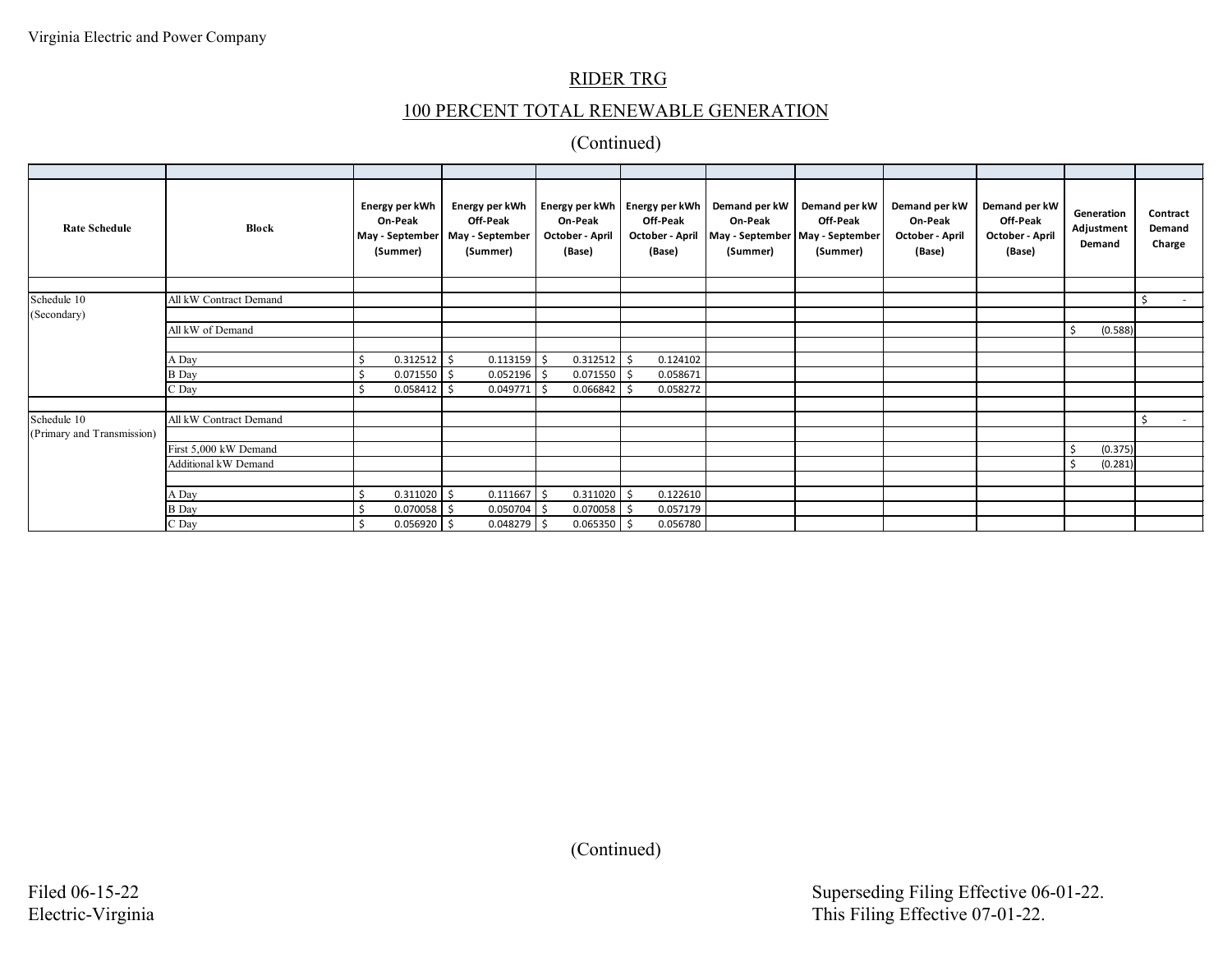Virginia Electric and Power Company

## RIDER TRG

## 100 PERCENT TOTAL RENEWABLE GENERATION

(Continued)

| Rate Schedule | Block | Energy per kWh On-Peak May - September (Summer) | Energy per kWh Off-Peak May - September (Summer) | Energy per kWh On-Peak October - April (Base) | Energy per kWh Off-Peak October - April (Base) | Demand per kW On-Peak May - September (Summer) | Demand per kW Off-Peak May - September (Summer) | Demand per kW On-Peak October - April (Base) | Demand per kW Off-Peak October - April (Base) | Generation Adjustment Demand | Contract Demand Charge |
|---|---|---|---|---|---|---|---|---|---|---|---|
| Schedule 10 (Secondary) | All kW Contract Demand | | | | | | | | | | $ - |
| | All kW of Demand | | | | | | | | | $ (0.588) | |
| | A Day | $ 0.312512 | $ 0.113159 | $ 0.312512 | $ 0.124102 | | | | | | |
| | B Day | $ 0.071550 | $ 0.052196 | $ 0.071550 | $ 0.058671 | | | | | | |
| | C Day | $ 0.058412 | $ 0.049771 | $ 0.066842 | $ 0.058272 | | | | | | |
| Schedule 10 (Primary and Transmission) | All kW Contract Demand | | | | | | | | | | $ - |
| | First 5,000 kW Demand | | | | | | | | | $ (0.375) | |
| | Additional kW Demand | | | | | | | | | $ (0.281) | |
| | A Day | $ 0.311020 | $ 0.111667 | $ 0.311020 | $ 0.122610 | | | | | | |
| | B Day | $ 0.070058 | $ 0.050704 | $ 0.070058 | $ 0.057179 | | | | | | |
| | C Day | $ 0.056920 | $ 0.048279 | $ 0.065350 | $ 0.056780 | | | | | | |

(Continued)

Filed 06-15-22
Electric-Virginia

Superseding Filing Effective 06-01-22.
This Filing Effective 07-01-22.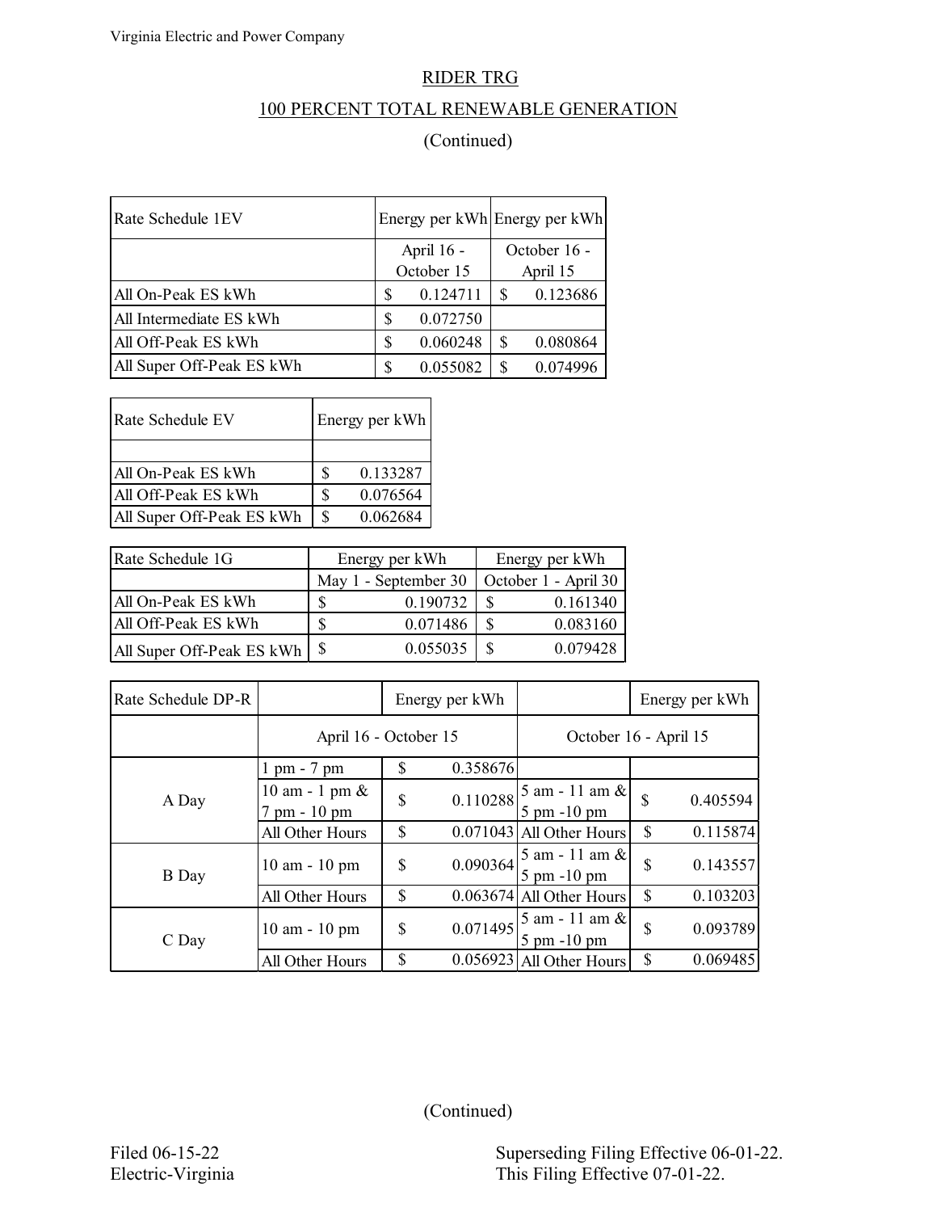Virginia Electric and Power Company

## RIDER TRG

## 100 PERCENT TOTAL RENEWABLE GENERATION

(Continued)

| Rate Schedule 1EV | Energy per kWh | Energy per kWh |
|---|---|---|
| | April 16 - October 15 | October 16 - April 15 |
| All On-Peak ES kWh | $ 0.124711 | $ 0.123686 |
| All Intermediate ES kWh | $ 0.072750 | |
| All Off-Peak ES kWh | $ 0.060248 | $ 0.080864 |
| All Super Off-Peak ES kWh | $ 0.055082 | $ 0.074996 |

| Rate Schedule EV | Energy per kWh |
|---|---|
| | |
| All On-Peak ES kWh | $ 0.133287 |
| All Off-Peak ES kWh | $ 0.076564 |
| All Super Off-Peak ES kWh | $ 0.062684 |

| Rate Schedule 1G | Energy per kWh | Energy per kWh |
|---|---|---|
| | May 1 - September 30 | October 1 - April 30 |
| All On-Peak ES kWh | $ 0.190732 | $ 0.161340 |
| All Off-Peak ES kWh | $ 0.071486 | $ 0.083160 |
| All Super Off-Peak ES kWh | $ 0.055035 | $ 0.079428 |

| Rate Schedule DP-R | | Energy per kWh | | Energy per kWh |
|---|---|---|---|---|
| | April 16 - October 15 | | October 16 - April 15 | |
| A Day | 1 pm - 7 pm | $ 0.358676 | | |
| | 10 am - 1 pm & 7 pm - 10 pm | $ 0.110288 | 5 am - 11 am & 5 pm -10 pm | $ 0.405594 |
| | All Other Hours | $ 0.071043 | All Other Hours | $ 0.115874 |
| B Day | 10 am - 10 pm | $ 0.090364 | 5 am - 11 am & 5 pm -10 pm | $ 0.143557 |
| | All Other Hours | $ 0.063674 | All Other Hours | $ 0.103203 |
| C Day | 10 am - 10 pm | $ 0.071495 | 5 am - 11 am & 5 pm -10 pm | $ 0.093789 |
| | All Other Hours | $ 0.056923 | All Other Hours | $ 0.069485 |

(Continued)

Filed 06-15-22
Electric-Virginia

Superseding Filing Effective 06-01-22.
This Filing Effective 07-01-22.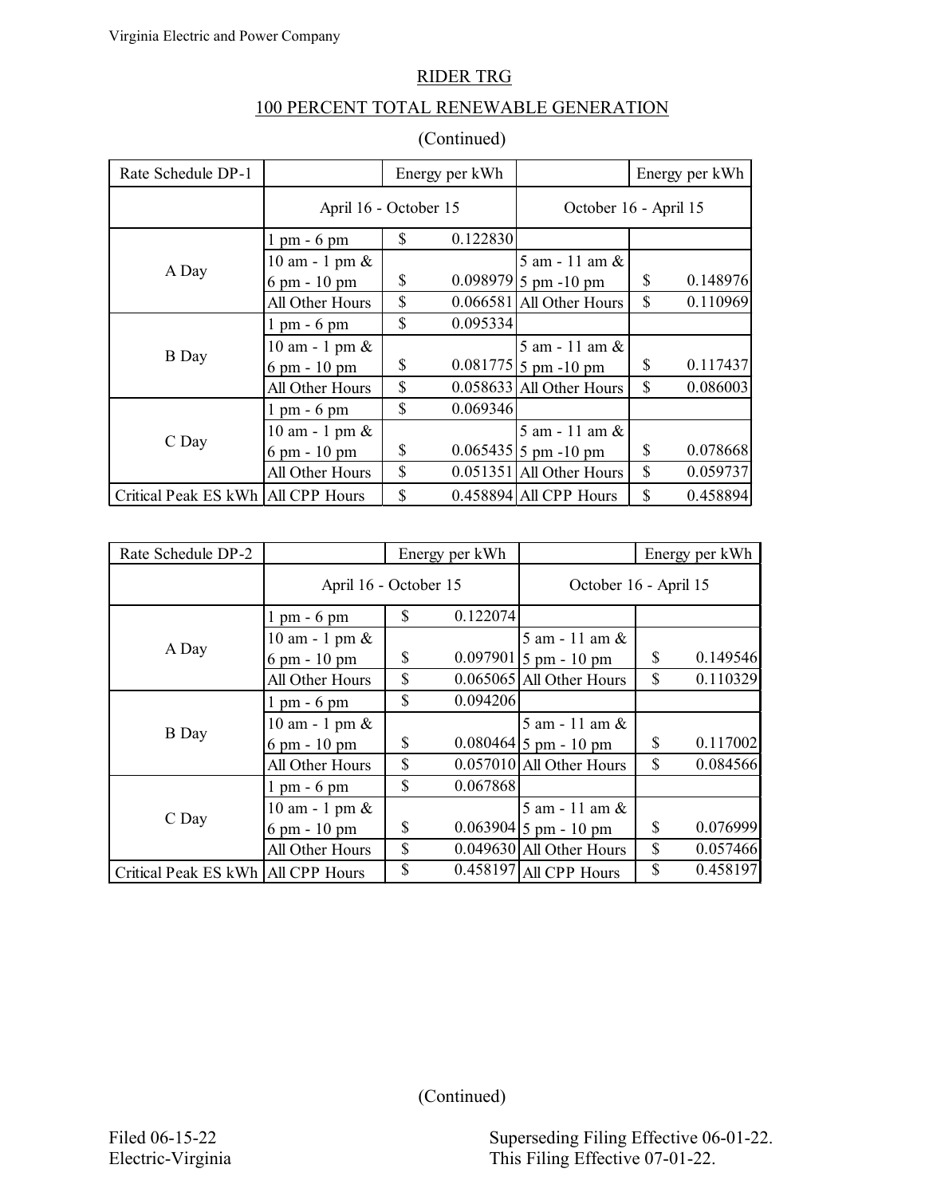Virginia Electric and Power Company

RIDER TRG

100 PERCENT TOTAL RENEWABLE GENERATION

(Continued)

| Rate Schedule DP-1 | | Energy per kWh | | Energy per kWh |
|---|---|---|---|---|
| | April 16 - October 15 | | October 16 - April 15 | |
| A Day | 1 pm - 6 pm | $ 0.122830 | | |
| | 10 am - 1 pm & 6 pm - 10 pm | $ 0.098979 | 5 am - 11 am & 5 pm -10 pm | $ 0.148976 |
| | All Other Hours | $ 0.066581 | All Other Hours | $ 0.110969 |
| B Day | 1 pm - 6 pm | $ 0.095334 | | |
| | 10 am - 1 pm & 6 pm - 10 pm | $ 0.081775 | 5 am - 11 am & 5 pm -10 pm | $ 0.117437 |
| | All Other Hours | $ 0.058633 | All Other Hours | $ 0.086003 |
| C Day | 1 pm - 6 pm | $ 0.069346 | | |
| | 10 am - 1 pm & 6 pm - 10 pm | $ 0.065435 | 5 am - 11 am & 5 pm -10 pm | $ 0.078668 |
| | All Other Hours | $ 0.051351 | All Other Hours | $ 0.059737 |
| Critical Peak ES kWh | All CPP Hours | $ 0.458894 | All CPP Hours | $ 0.458894 |

| Rate Schedule DP-2 | | Energy per kWh | | Energy per kWh |
|---|---|---|---|---|
| | April 16 - October 15 | | October 16 - April 15 | |
| A Day | 1 pm - 6 pm | $ 0.122074 | | |
| | 10 am - 1 pm & 6 pm - 10 pm | $ 0.097901 | 5 am - 11 am & 5 pm - 10 pm | $ 0.149546 |
| | All Other Hours | $ 0.065065 | All Other Hours | $ 0.110329 |
| B Day | 1 pm - 6 pm | $ 0.094206 | | |
| | 10 am - 1 pm & 6 pm - 10 pm | $ 0.080464 | 5 am - 11 am & 5 pm - 10 pm | $ 0.117002 |
| | All Other Hours | $ 0.057010 | All Other Hours | $ 0.084566 |
| C Day | 1 pm - 6 pm | $ 0.067868 | | |
| | 10 am - 1 pm & 6 pm - 10 pm | $ 0.063904 | 5 am - 11 am & 5 pm - 10 pm | $ 0.076999 |
| | All Other Hours | $ 0.049630 | All Other Hours | $ 0.057466 |
| Critical Peak ES kWh | All CPP Hours | $ 0.458197 | All CPP Hours | $ 0.458197 |

(Continued)

Filed 06-15-22
Electric-Virginia

Superseding Filing Effective 06-01-22.
This Filing Effective 07-01-22.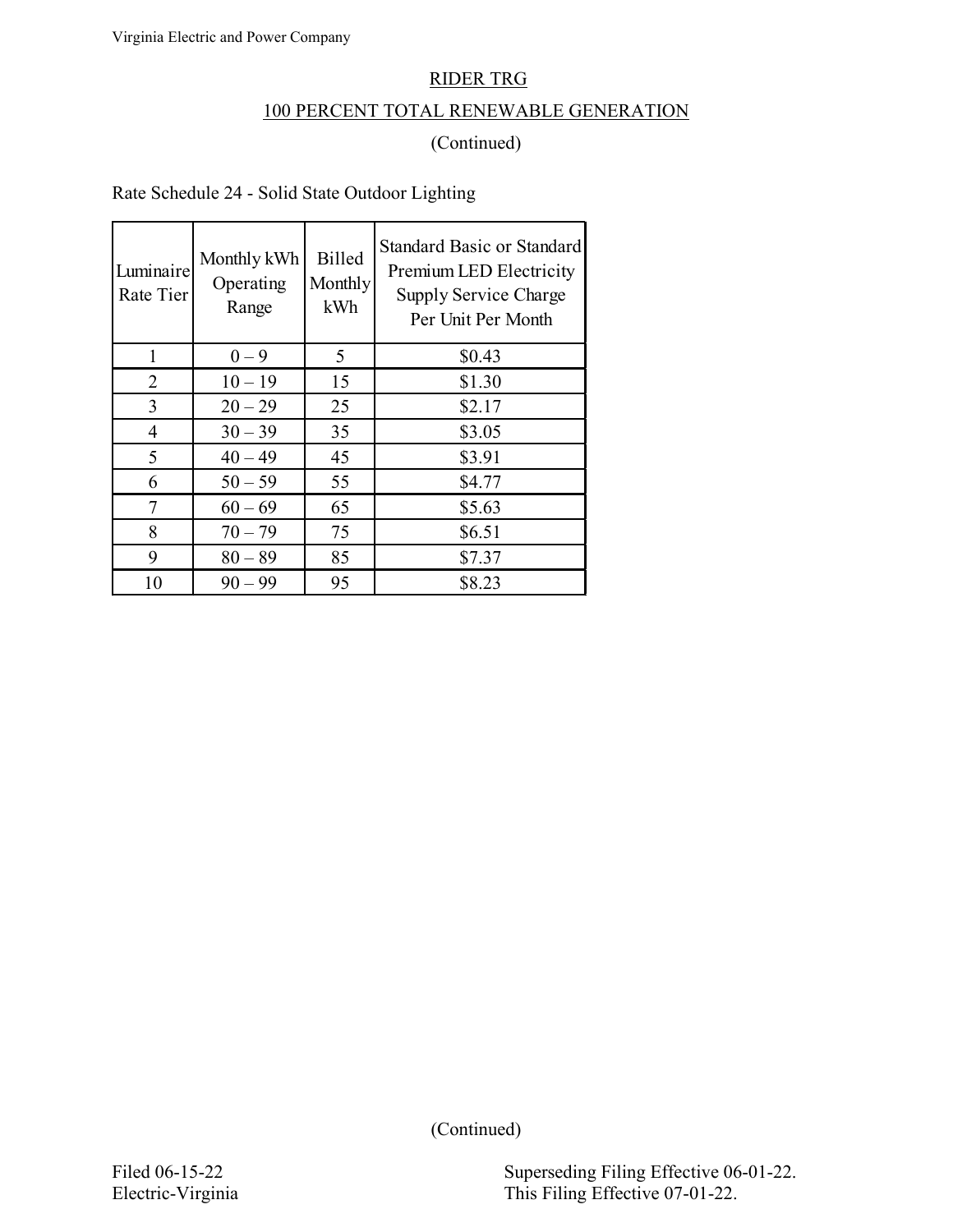## RIDER TRG

## 100 PERCENT TOTAL RENEWABLE GENERATION

(Continued)

Rate Schedule 24 - Solid State Outdoor Lighting

| Luminaire Rate Tier | Monthly kWh Operating Range | Billed Monthly kWh | Standard Basic or Standard Premium LED Electricity Supply Service Charge Per Unit Per Month |
|---|---|---|---|
| 1 | 0 – 9 | 5 | $0.43 |
| 2 | 10 – 19 | 15 | $1.30 |
| 3 | 20 – 29 | 25 | $2.17 |
| 4 | 30 – 39 | 35 | $3.05 |
| 5 | 40 – 49 | 45 | $3.91 |
| 6 | 50 – 59 | 55 | $4.77 |
| 7 | 60 – 69 | 65 | $5.63 |
| 8 | 70 – 79 | 75 | $6.51 |
| 9 | 80 – 89 | 85 | $7.37 |
| 10 | 90 – 99 | 95 | $8.23 |

(Continued)

Filed 06-15-22
Electric-Virginia

Superseding Filing Effective 06-01-22.
This Filing Effective 07-01-22.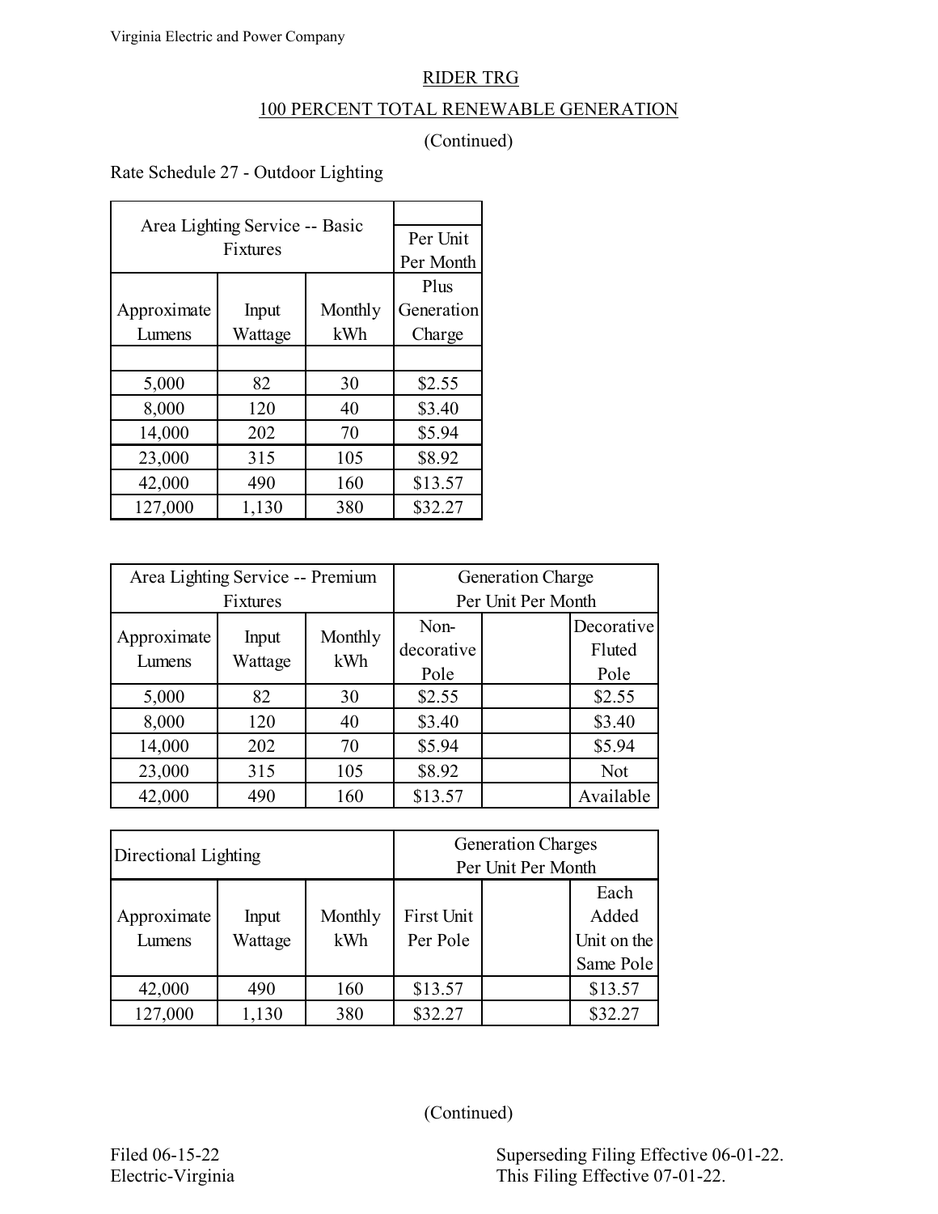Virginia Electric and Power Company

## RIDER TRG

## 100 PERCENT TOTAL RENEWABLE GENERATION

(Continued)

Rate Schedule 27 - Outdoor Lighting

| Area Lighting Service -- Basic Fixtures | | | Per Unit Per Month |
|---|---|---|---|
| Approximate Lumens | Input Wattage | Monthly kWh | Plus Generation Charge |
| 5,000 | 82 | 30 | $2.55 |
| 8,000 | 120 | 40 | $3.40 |
| 14,000 | 202 | 70 | $5.94 |
| 23,000 | 315 | 105 | $8.92 |
| 42,000 | 490 | 160 | $13.57 |
| 127,000 | 1,130 | 380 | $32.27 |

| Area Lighting Service -- Premium Fixtures | | | Generation Charge Per Unit Per Month | | |
|---|---|---|---|---|---|
| Approximate Lumens | Input Wattage | Monthly kWh | Non-decorative Pole | | Decorative Fluted Pole |
| 5,000 | 82 | 30 | $2.55 | | $2.55 |
| 8,000 | 120 | 40 | $3.40 | | $3.40 |
| 14,000 | 202 | 70 | $5.94 | | $5.94 |
| 23,000 | 315 | 105 | $8.92 | | Not |
| 42,000 | 490 | 160 | $13.57 | | Available |

| Directional Lighting | | | Generation Charges Per Unit Per Month | | |
|---|---|---|---|---|---|
| Approximate Lumens | Input Wattage | Monthly kWh | First Unit Per Pole | | Each Added Unit on the Same Pole |
| 42,000 | 490 | 160 | $13.57 | | $13.57 |
| 127,000 | 1,130 | 380 | $32.27 | | $32.27 |

(Continued)

Filed 06-15-22
Electric-Virginia

Superseding Filing Effective 06-01-22.
This Filing Effective 07-01-22.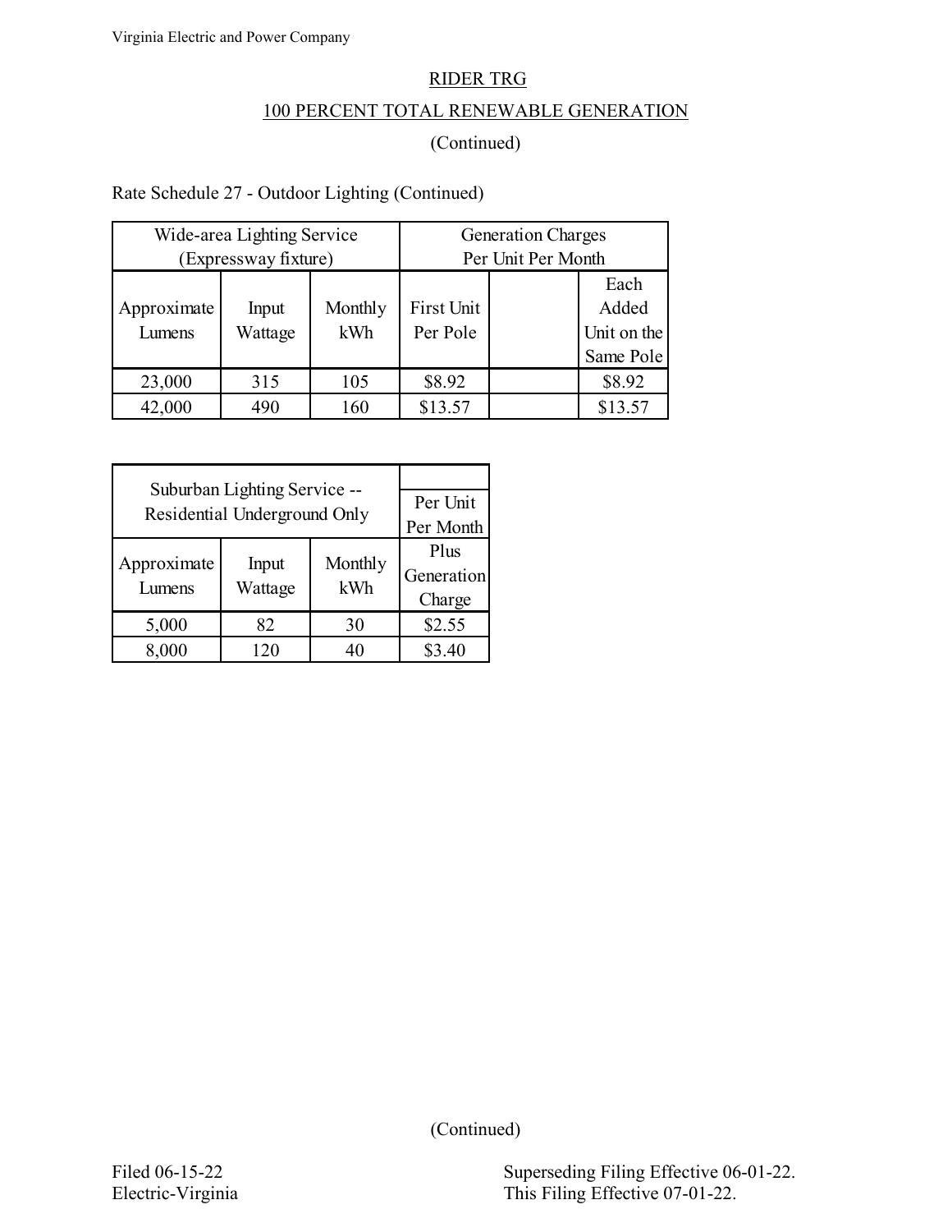## RIDER TRG

## 100 PERCENT TOTAL RENEWABLE GENERATION

(Continued)

Rate Schedule 27 - Outdoor Lighting (Continued)

| Wide-area Lighting Service (Expressway fixture) | | | Generation Charges Per Unit Per Month | | |
|---|---|---|---|---|---|
| Approximate Lumens | Input Wattage | Monthly kWh | First Unit Per Pole | | Each Added Unit on the Same Pole |
| 23,000 | 315 | 105 | $8.92 | | $8.92 |
| 42,000 | 490 | 160 | $13.57 | | $13.57 |

| Suburban Lighting Service -- Residential Underground Only | | | Per Unit Per Month |
|---|---|---|---|
| Approximate Lumens | Input Wattage | Monthly kWh | Plus Generation Charge |
| 5,000 | 82 | 30 | $2.55 |
| 8,000 | 120 | 40 | $3.40 |

(Continued)

Filed 06-15-22
Electric-Virginia

Superseding Filing Effective 06-01-22.
This Filing Effective 07-01-22.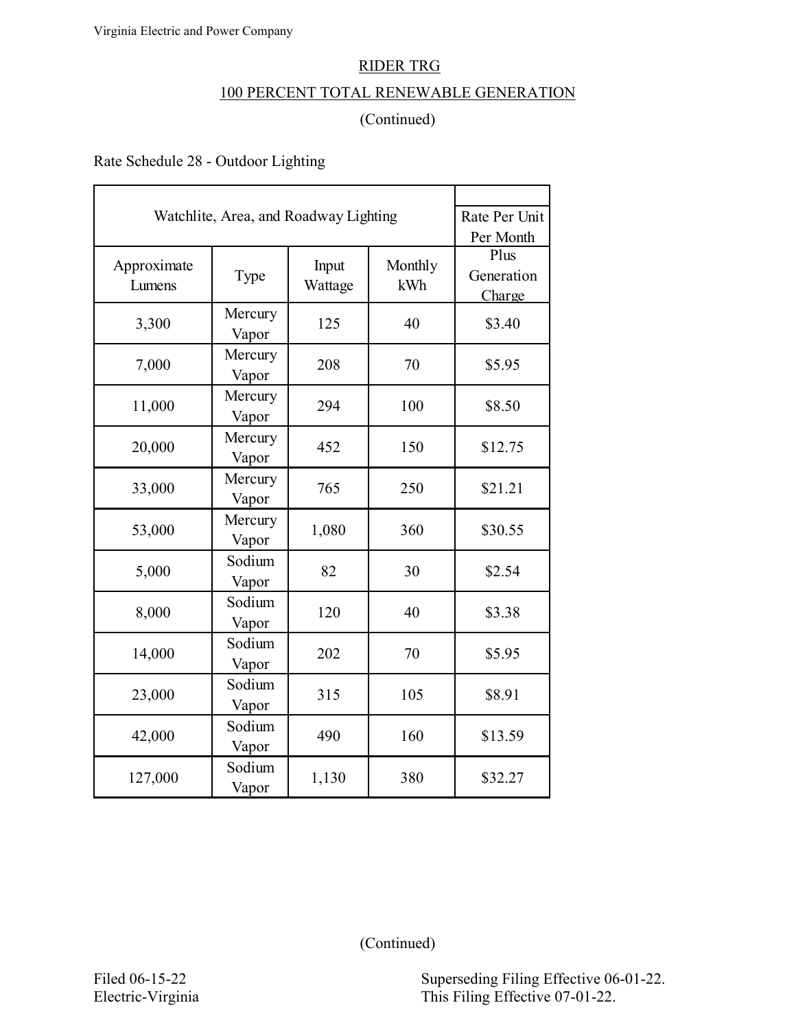Virginia Electric and Power Company

# RIDER TRG

## 100 PERCENT TOTAL RENEWABLE GENERATION

(Continued)

Rate Schedule 28 - Outdoor Lighting

| Watchlite, Area, and Roadway Lighting | | | | Rate Per Unit Per Month |
|---|---|---|---|---|
| Approximate Lumens | Type | Input Wattage | Monthly kWh | Plus Generation Charge |
| 3,300 | Mercury Vapor | 125 | 40 | $3.40 |
| 7,000 | Mercury Vapor | 208 | 70 | $5.95 |
| 11,000 | Mercury Vapor | 294 | 100 | $8.50 |
| 20,000 | Mercury Vapor | 452 | 150 | $12.75 |
| 33,000 | Mercury Vapor | 765 | 250 | $21.21 |
| 53,000 | Mercury Vapor | 1,080 | 360 | $30.55 |
| 5,000 | Sodium Vapor | 82 | 30 | $2.54 |
| 8,000 | Sodium Vapor | 120 | 40 | $3.38 |
| 14,000 | Sodium Vapor | 202 | 70 | $5.95 |
| 23,000 | Sodium Vapor | 315 | 105 | $8.91 |
| 42,000 | Sodium Vapor | 490 | 160 | $13.59 |
| 127,000 | Sodium Vapor | 1,130 | 380 | $32.27 |

(Continued)

Filed 06-15-22
Electric-Virginia

Superseding Filing Effective 06-01-22.
This Filing Effective 07-01-22.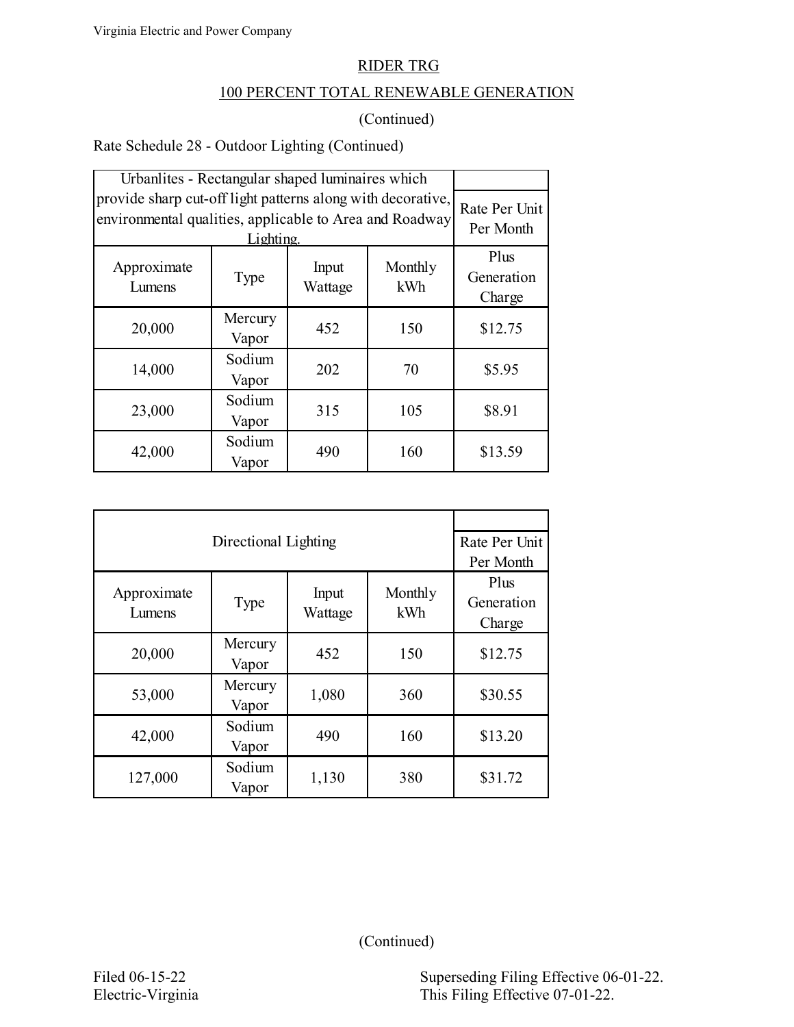## RIDER TRG

## 100 PERCENT TOTAL RENEWABLE GENERATION

(Continued)

Rate Schedule 28 - Outdoor Lighting (Continued)

| Urbanlites - Rectangular shaped luminaires which provide sharp cut-off light patterns along with decorative, environmental qualities, applicable to Area and Roadway Lighting. | | | | Rate Per Unit Per Month |
|---|---|---|---|---|
| Approximate Lumens | Type | Input Wattage | Monthly kWh | Plus Generation Charge |
| 20,000 | Mercury Vapor | 452 | 150 | $12.75 |
| 14,000 | Sodium Vapor | 202 | 70 | $5.95 |
| 23,000 | Sodium Vapor | 315 | 105 | $8.91 |
| 42,000 | Sodium Vapor | 490 | 160 | $13.59 |

| Directional Lighting | | | | Rate Per Unit Per Month |
|---|---|---|---|---|
| Approximate Lumens | Type | Input Wattage | Monthly kWh | Plus Generation Charge |
| 20,000 | Mercury Vapor | 452 | 150 | $12.75 |
| 53,000 | Mercury Vapor | 1,080 | 360 | $30.55 |
| 42,000 | Sodium Vapor | 490 | 160 | $13.20 |
| 127,000 | Sodium Vapor | 1,130 | 380 | $31.72 |

(Continued)

Filed 06-15-22
Electric-Virginia

Superseding Filing Effective 06-01-22.
This Filing Effective 07-01-22.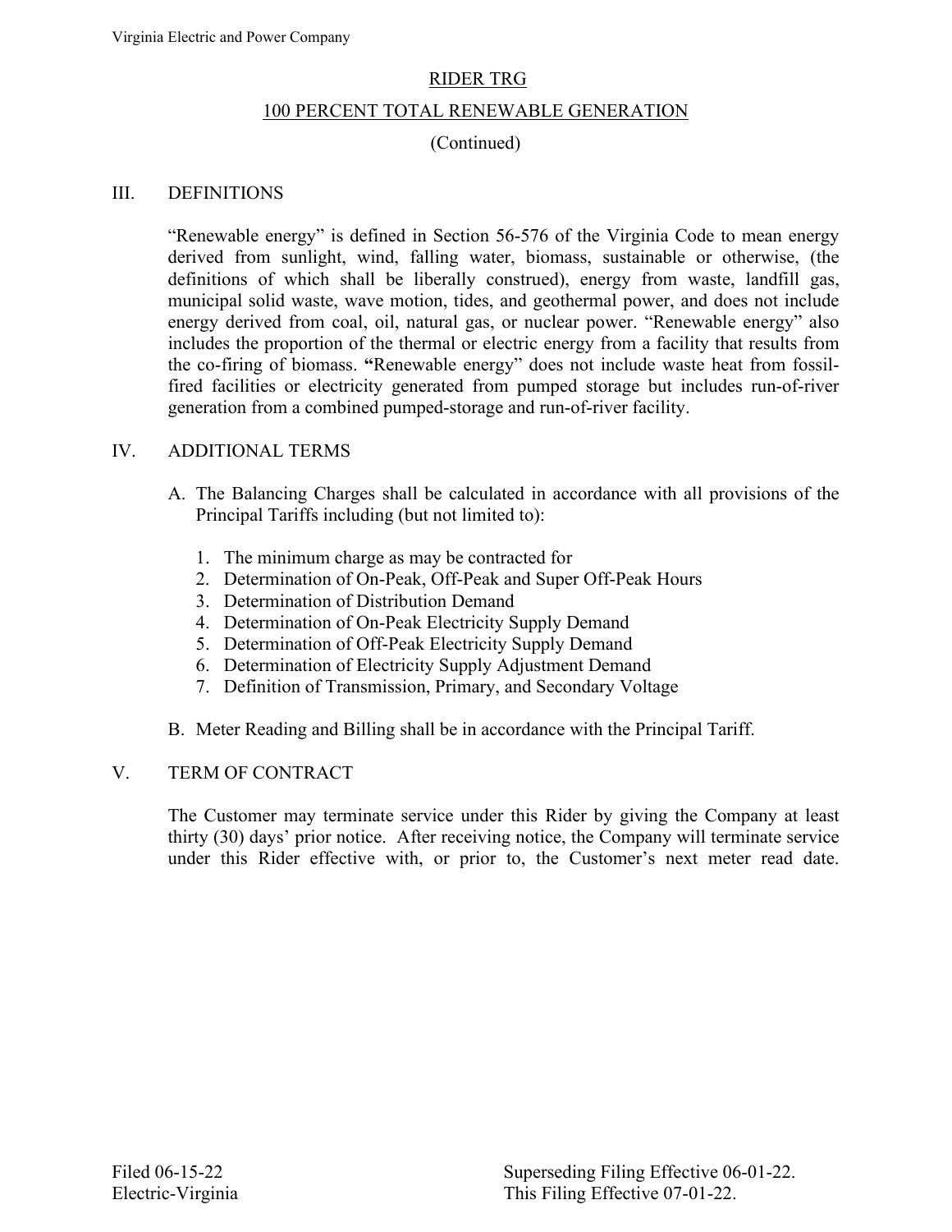## RIDER TRG

## 100 PERCENT TOTAL RENEWABLE GENERATION

(Continued)

### III. DEFINITIONS

"Renewable energy" is defined in Section 56-576 of the Virginia Code to mean energy derived from sunlight, wind, falling water, biomass, sustainable or otherwise, (the definitions of which shall be liberally construed), energy from waste, landfill gas, municipal solid waste, wave motion, tides, and geothermal power, and does not include energy derived from coal, oil, natural gas, or nuclear power. "Renewable energy" also includes the proportion of the thermal or electric energy from a facility that results from the co-firing of biomass. "Renewable energy" does not include waste heat from fossil-fired facilities or electricity generated from pumped storage but includes run-of-river generation from a combined pumped-storage and run-of-river facility.

### IV. ADDITIONAL TERMS

A. The Balancing Charges shall be calculated in accordance with all provisions of the Principal Tariffs including (but not limited to):

1. The minimum charge as may be contracted for
2. Determination of On-Peak, Off-Peak and Super Off-Peak Hours
3. Determination of Distribution Demand
4. Determination of On-Peak Electricity Supply Demand
5. Determination of Off-Peak Electricity Supply Demand
6. Determination of Electricity Supply Adjustment Demand
7. Definition of Transmission, Primary, and Secondary Voltage

B. Meter Reading and Billing shall be in accordance with the Principal Tariff.

### V. TERM OF CONTRACT

The Customer may terminate service under this Rider by giving the Company at least thirty (30) days' prior notice. After receiving notice, the Company will terminate service under this Rider effective with, or prior to, the Customer's next meter read date.

Filed 06-15-22
Electric-Virginia

Superseding Filing Effective 06-01-22.
This Filing Effective 07-01-22.